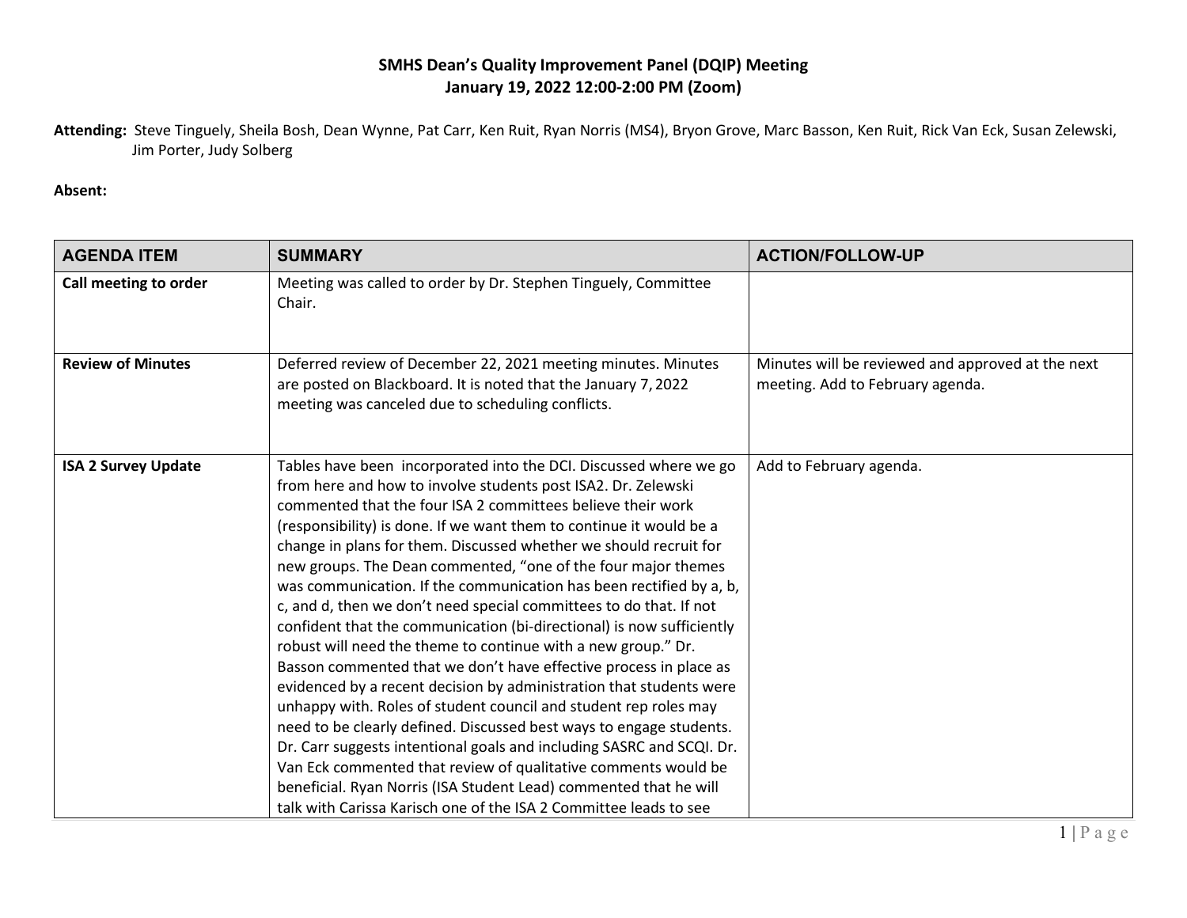**SMHS Dean's Quality Improvement Panel (DQIP) Meeting**
**January 19, 2022 12:00-2:00 PM (Zoom)**

**Attending:** Steve Tinguely, Sheila Bosh, Dean Wynne, Pat Carr, Ken Ruit, Ryan Norris (MS4), Bryon Grove, Marc Basson, Ken Ruit, Rick Van Eck, Susan Zelewski, Jim Porter, Judy Solberg

**Absent:**

| AGENDA ITEM | SUMMARY | ACTION/FOLLOW-UP |
|---|---|---|
| **Call meeting to order** | Meeting was called to order by Dr. Stephen Tinguely, Committee Chair. | |
| **Review of Minutes** | Deferred review of December 22, 2021 meeting minutes. Minutes are posted on Blackboard. It is noted that the January 7, 2022 meeting was canceled due to scheduling conflicts. | Minutes will be reviewed and approved at the next meeting. Add to February agenda. |
| **ISA 2 Survey Update** | Tables have been incorporated into the DCI. Discussed where we go from here and how to involve students post ISA2. Dr. Zelewski commented that the four ISA 2 committees believe their work (responsibility) is done. If we want them to continue it would be a change in plans for them. Discussed whether we should recruit for new groups. The Dean commented, "one of the four major themes was communication. If the communication has been rectified by a, b, c, and d, then we don't need special committees to do that. If not confident that the communication (bi-directional) is now sufficiently robust will need the theme to continue with a new group." Dr. Basson commented that we don't have effective process in place as evidenced by a recent decision by administration that students were unhappy with. Roles of student council and student rep roles may need to be clearly defined. Discussed best ways to engage students. Dr. Carr suggests intentional goals and including SASRC and SCQI. Dr. Van Eck commented that review of qualitative comments would be beneficial. Ryan Norris (ISA Student Lead) commented that he will talk with Carissa Karisch one of the ISA 2 Committee leads to see | Add to February agenda. |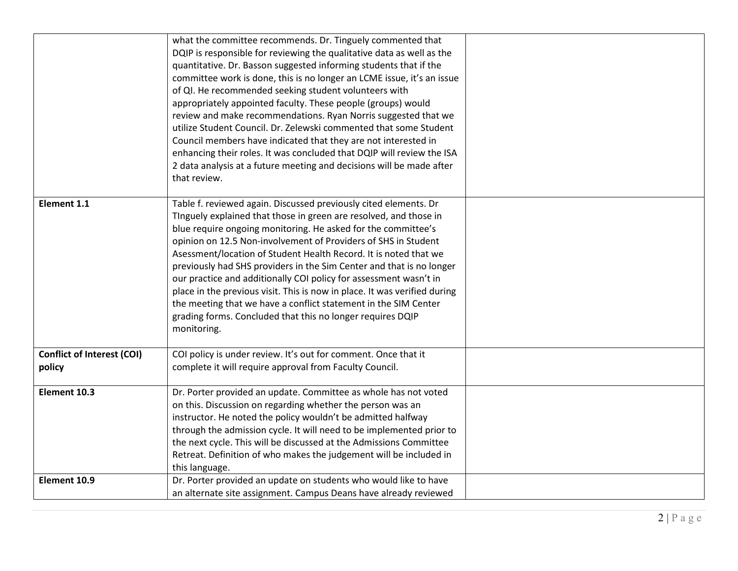| | | |
|---|---|---|
| | what the committee recommends. Dr. Tinguely commented that DQIP is responsible for reviewing the qualitative data as well as the quantitative. Dr. Basson suggested informing students that if the committee work is done, this is no longer an LCME issue, it's an issue of QI. He recommended seeking student volunteers with appropriately appointed faculty. These people (groups) would review and make recommendations. Ryan Norris suggested that we utilize Student Council. Dr. Zelewski commented that some Student Council members have indicated that they are not interested in enhancing their roles. It was concluded that DQIP will review the ISA 2 data analysis at a future meeting and decisions will be made after that review. | |
| **Element 1.1** | Table f. reviewed again. Discussed previously cited elements. Dr TInguely explained that those in green are resolved, and those in blue require ongoing monitoring. He asked for the committee's opinion on 12.5 Non-involvement of Providers of SHS in Student Asessment/location of Student Health Record. It is noted that we previously had SHS providers in the Sim Center and that is no longer our practice and additionally COI policy for assessment wasn't in place in the previous visit. This is now in place. It was verified during the meeting that we have a conflict statement in the SIM Center grading forms. Concluded that this no longer requires DQIP monitoring. | |
| **Conflict of Interest (COI) policy** | COI policy is under review. It's out for comment. Once that it complete it will require approval from Faculty Council. | |
| **Element 10.3** | Dr. Porter provided an update. Committee as whole has not voted on this. Discussion on regarding whether the person was an instructor. He noted the policy wouldn't be admitted halfway through the admission cycle. It will need to be implemented prior to the next cycle. This will be discussed at the Admissions Committee Retreat. Definition of who makes the judgement will be included in this language. | |
| **Element 10.9** | Dr. Porter provided an update on students who would like to have an alternate site assignment. Campus Deans have already reviewed | |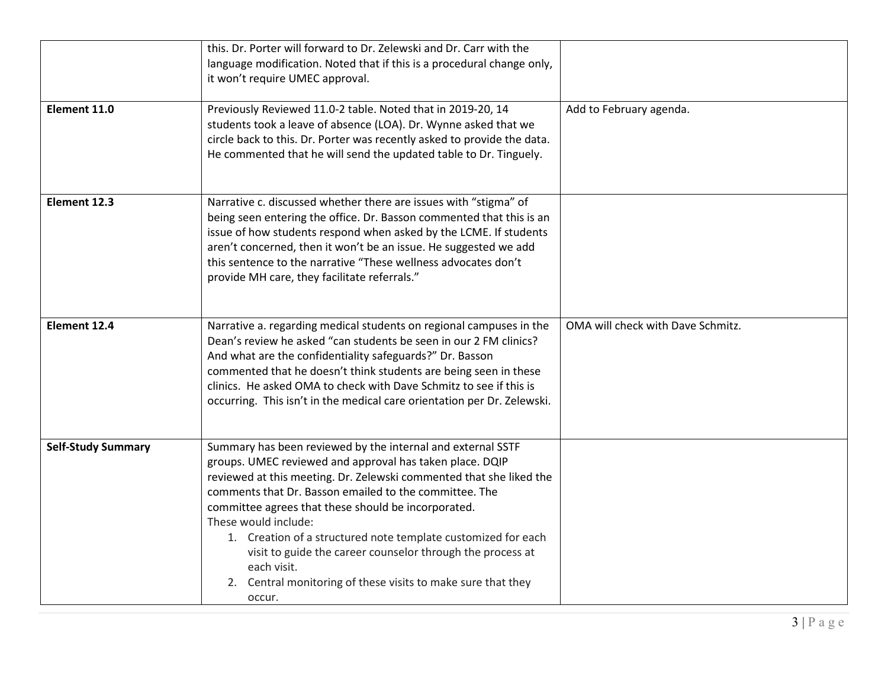|  |  |  |
|---|---|---|
|  | this. Dr. Porter will forward to Dr. Zelewski and Dr. Carr with the language modification. Noted that if this is a procedural change only, it won't require UMEC approval. |  |
| **Element 11.0** | Previously Reviewed 11.0-2 table. Noted that in 2019-20, 14 students took a leave of absence (LOA). Dr. Wynne asked that we circle back to this. Dr. Porter was recently asked to provide the data. He commented that he will send the updated table to Dr. Tinguely. | Add to February agenda. |
| **Element 12.3** | Narrative c. discussed whether there are issues with "stigma" of being seen entering the office. Dr. Basson commented that this is an issue of how students respond when asked by the LCME. If students aren't concerned, then it won't be an issue. He suggested we add this sentence to the narrative "These wellness advocates don't provide MH care, they facilitate referrals." |  |
| **Element 12.4** | Narrative a. regarding medical students on regional campuses in the Dean's review he asked "can students be seen in our 2 FM clinics? And what are the confidentiality safeguards?" Dr. Basson commented that he doesn't think students are being seen in these clinics. He asked OMA to check with Dave Schmitz to see if this is occurring. This isn't in the medical care orientation per Dr. Zelewski. | OMA will check with Dave Schmitz. |
| **Self-Study Summary** | Summary has been reviewed by the internal and external SSTF groups. UMEC reviewed and approval has taken place. DQIP reviewed at this meeting. Dr. Zelewski commented that she liked the comments that Dr. Basson emailed to the committee. The committee agrees that these should be incorporated.<br>These would include:<br>1. Creation of a structured note template customized for each visit to guide the career counselor through the process at each visit.<br>2. Central monitoring of these visits to make sure that they occur. |  |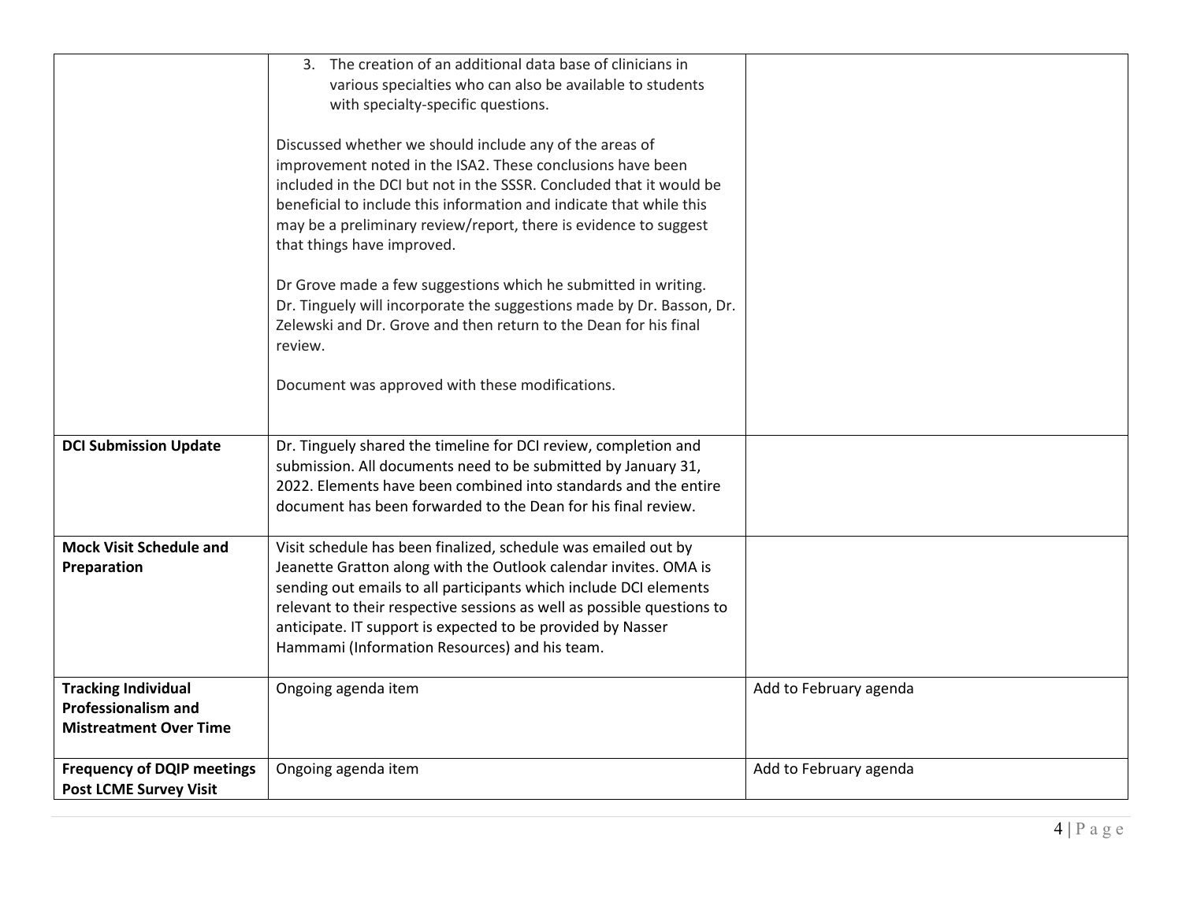| | | |
|---|---|---|
| | 3. The creation of an additional data base of clinicians in various specialties who can also be available to students with specialty-specific questions.<br><br>Discussed whether we should include any of the areas of improvement noted in the ISA2. These conclusions have been included in the DCI but not in the SSSR. Concluded that it would be beneficial to include this information and indicate that while this may be a preliminary review/report, there is evidence to suggest that things have improved.<br><br>Dr Grove made a few suggestions which he submitted in writing. Dr. Tinguely will incorporate the suggestions made by Dr. Basson, Dr. Zelewski and Dr. Grove and then return to the Dean for his final review.<br><br>Document was approved with these modifications. | |
| **DCI Submission Update** | Dr. Tinguely shared the timeline for DCI review, completion and submission. All documents need to be submitted by January 31, 2022. Elements have been combined into standards and the entire document has been forwarded to the Dean for his final review. | |
| **Mock Visit Schedule and Preparation** | Visit schedule has been finalized, schedule was emailed out by Jeanette Gratton along with the Outlook calendar invites. OMA is sending out emails to all participants which include DCI elements relevant to their respective sessions as well as possible questions to anticipate. IT support is expected to be provided by Nasser Hammami (Information Resources) and his team. | |
| **Tracking Individual Professionalism and Mistreatment Over Time** | Ongoing agenda item | Add to February agenda |
| **Frequency of DQIP meetings Post LCME Survey Visit** | Ongoing agenda item | Add to February agenda |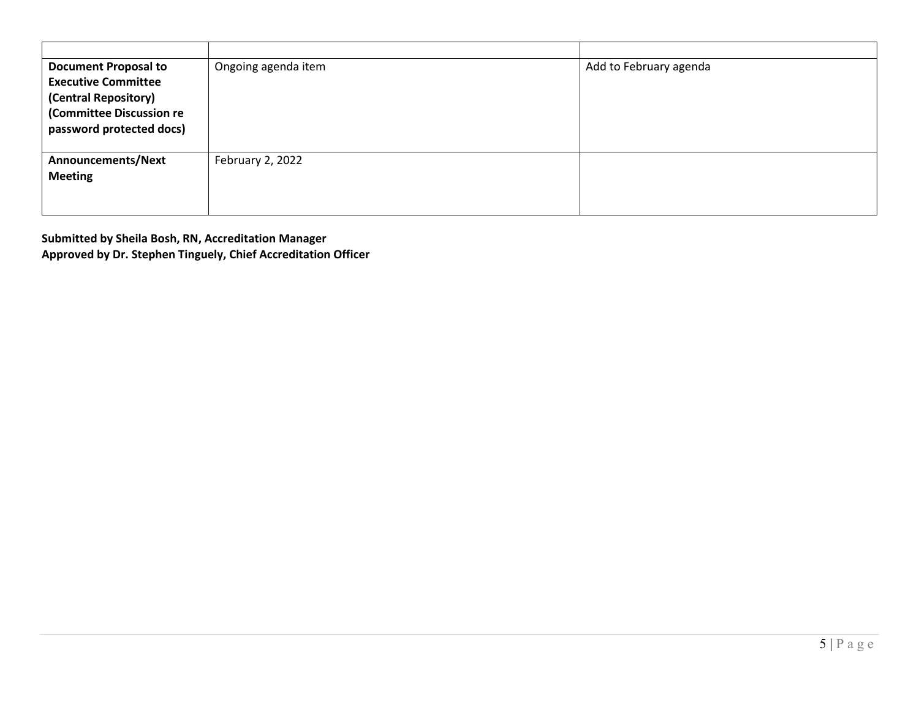| | | |
|---|---|---|
| **Document Proposal to Executive Committee (Central Repository) (Committee Discussion re password protected docs)** | Ongoing agenda item | Add to February agenda |
| **Announcements/Next Meeting** | February 2, 2022 | |

**Submitted by Sheila Bosh, RN, Accreditation Manager**
**Approved by Dr. Stephen Tinguely, Chief Accreditation Officer**